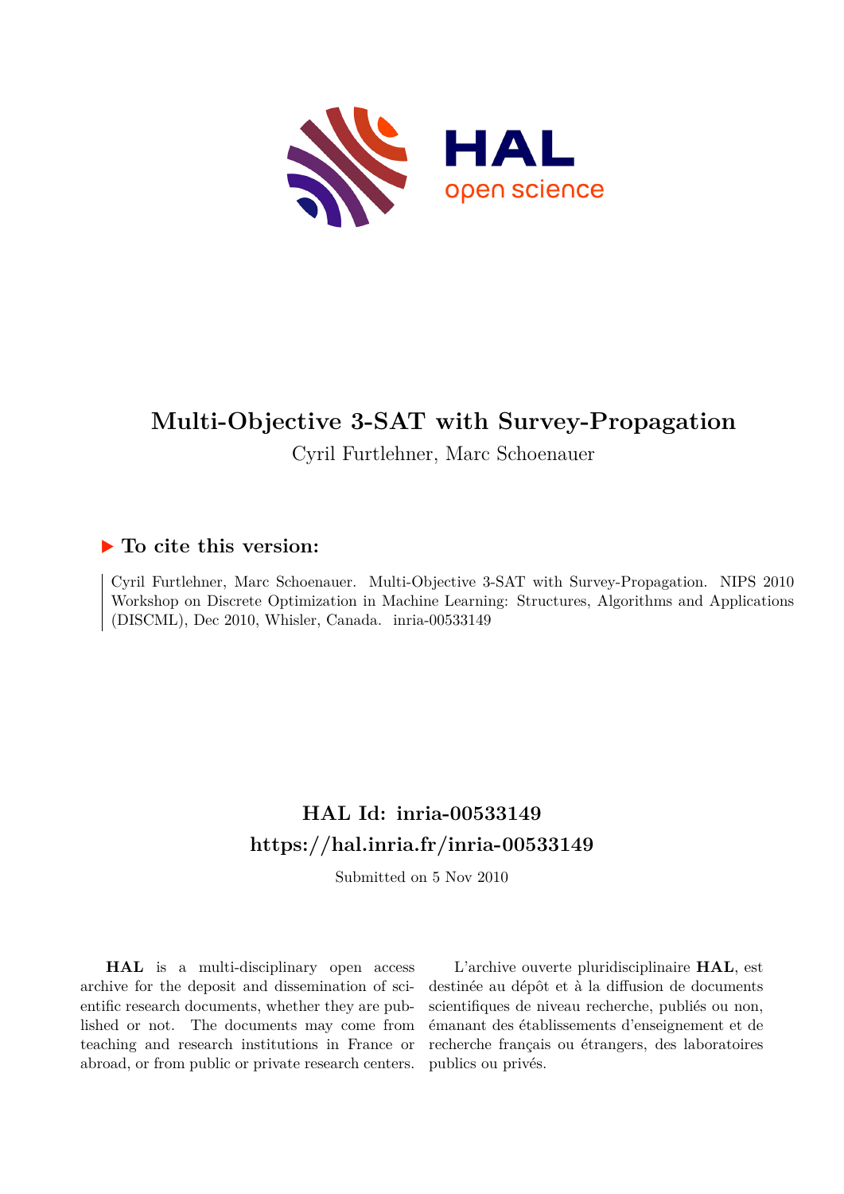# Multi-Objective 3-SAT with Survey-Propagation

Cyril Furtlehner, Marc Schoenauer

## ▶ To cite this version:

Cyril Furtlehner, Marc Schoenauer. Multi-Objective 3-SAT with Survey-Propagation. NIPS 2010 Workshop on Discrete Optimization in Machine Learning: Structures, Algorithms and Applications (DISCML), Dec 2010, Whisler, Canada. inria-00533149

## HAL Id: inria-00533149
## https://hal.inria.fr/inria-00533149

Submitted on 5 Nov 2010

**HAL** is a multi-disciplinary open access archive for the deposit and dissemination of scientific research documents, whether they are published or not. The documents may come from teaching and research institutions in France or abroad, or from public or private research centers.

L'archive ouverte pluridisciplinaire **HAL**, est destinée au dépôt et à la diffusion de documents scientifiques de niveau recherche, publiés ou non, émanant des établissements d'enseignement et de recherche français ou étrangers, des laboratoires publics ou privés.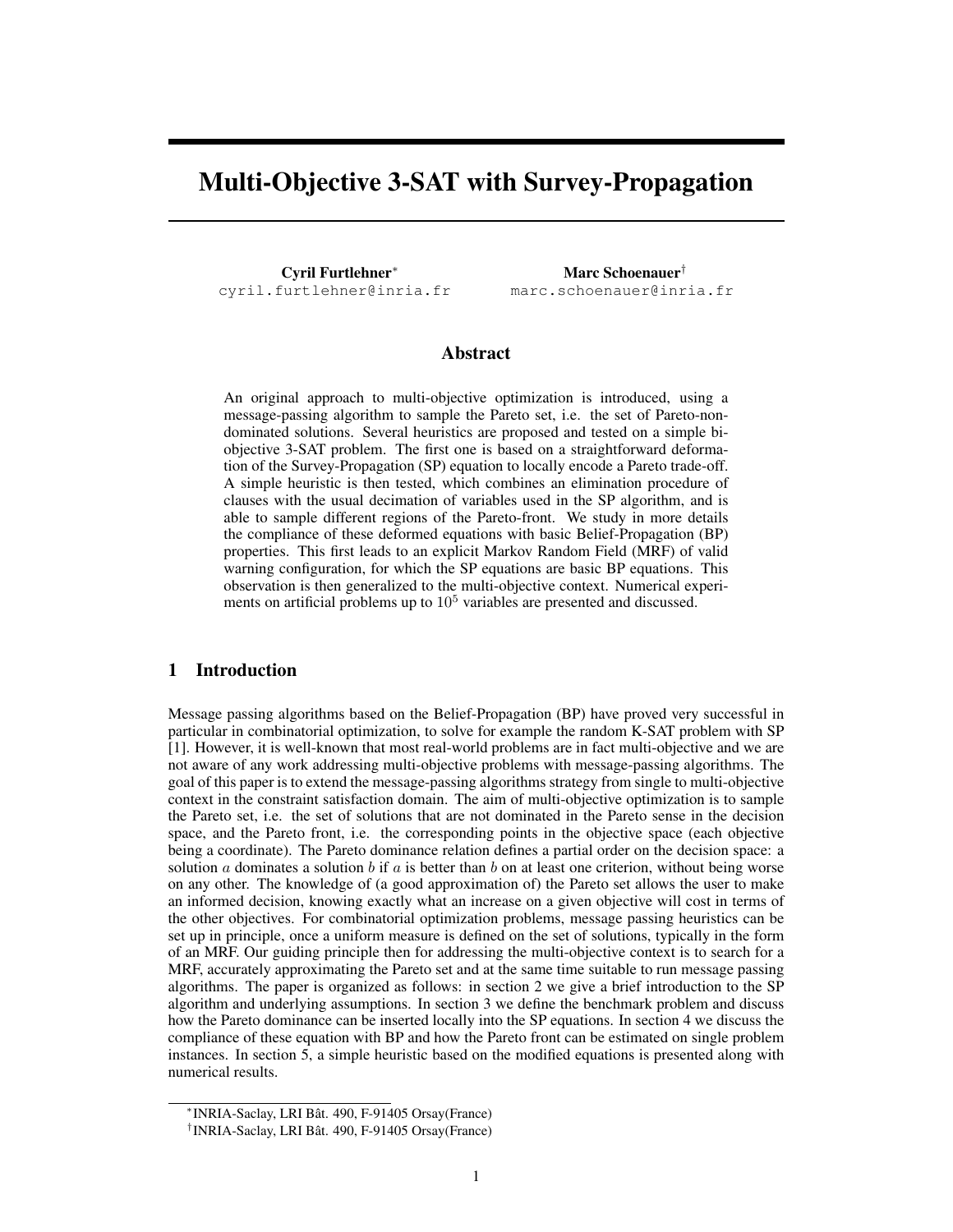# Multi-Objective 3-SAT with Survey-Propagation

**Cyril Furtlehner***
cyril.furtlehner@inria.fr

**Marc Schoenauer†**
marc.schoenauer@inria.fr

## Abstract

An original approach to multi-objective optimization is introduced, using a message-passing algorithm to sample the Pareto set, i.e. the set of Pareto-non-dominated solutions. Several heuristics are proposed and tested on a simple bi-objective 3-SAT problem. The first one is based on a straightforward deformation of the Survey-Propagation (SP) equation to locally encode a Pareto trade-off. A simple heuristic is then tested, which combines an elimination procedure of clauses with the usual decimation of variables used in the SP algorithm, and is able to sample different regions of the Pareto-front. We study in more details the compliance of these deformed equations with basic Belief-Propagation (BP) properties. This first leads to an explicit Markov Random Field (MRF) of valid warning configuration, for which the SP equations are basic BP equations. This observation is then generalized to the multi-objective context. Numerical experiments on artificial problems up to $10^5$ variables are presented and discussed.

## 1 Introduction

Message passing algorithms based on the Belief-Propagation (BP) have proved very successful in particular in combinatorial optimization, to solve for example the random K-SAT problem with SP [1]. However, it is well-known that most real-world problems are in fact multi-objective and we are not aware of any work addressing multi-objective problems with message-passing algorithms. The goal of this paper is to extend the message-passing algorithms strategy from single to multi-objective context in the constraint satisfaction domain. The aim of multi-objective optimization is to sample the Pareto set, i.e. the set of solutions that are not dominated in the Pareto sense in the decision space, and the Pareto front, i.e. the corresponding points in the objective space (each objective being a coordinate). The Pareto dominance relation defines a partial order on the decision space: a solution $a$ dominates a solution $b$ if $a$ is better than $b$ on at least one criterion, without being worse on any other. The knowledge of (a good approximation of) the Pareto set allows the user to make an informed decision, knowing exactly what an increase on a given objective will cost in terms of the other objectives. For combinatorial optimization problems, message passing heuristics can be set up in principle, once a uniform measure is defined on the set of solutions, typically in the form of an MRF. Our guiding principle then for addressing the multi-objective context is to search for a MRF, accurately approximating the Pareto set and at the same time suitable to run message passing algorithms. The paper is organized as follows: in section 2 we give a brief introduction to the SP algorithm and underlying assumptions. In section 3 we define the benchmark problem and discuss how the Pareto dominance can be inserted locally into the SP equations. In section 4 we discuss the compliance of these equation with BP and how the Pareto front can be estimated on single problem instances. In section 5, a simple heuristic based on the modified equations is presented along with numerical results.

*INRIA-Saclay, LRI Bât. 490, F-91405 Orsay(France)

†INRIA-Saclay, LRI Bât. 490, F-91405 Orsay(France)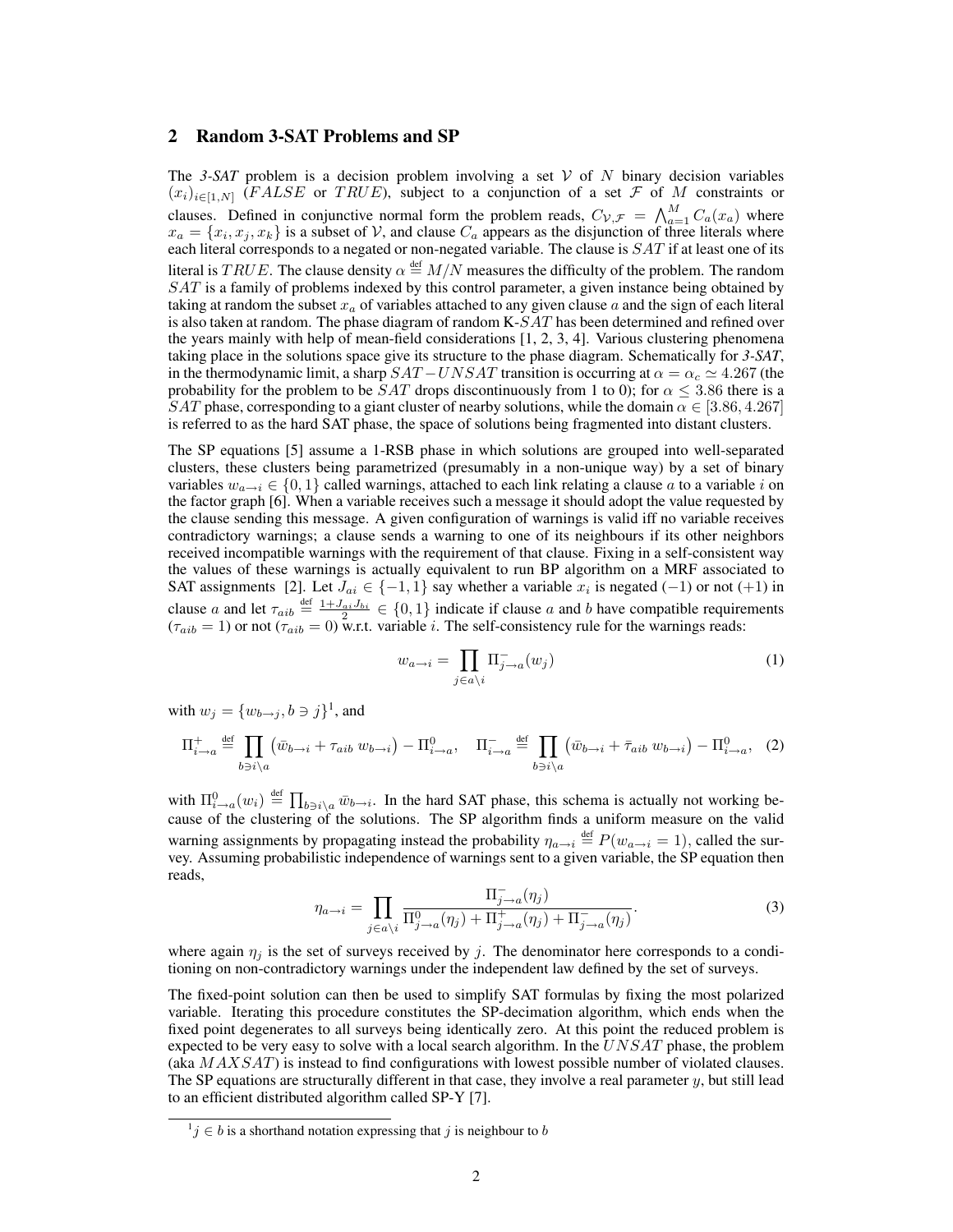## 2 Random 3-SAT Problems and SP

The *3-SAT* problem is a decision problem involving a set $\mathcal{V}$ of $N$ binary decision variables $(x_i)_{i\in[1,N]}$ ($FALSE$ or $TRUE$), subject to a conjunction of a set $\mathcal{F}$ of $M$ constraints or clauses. Defined in conjunctive normal form the problem reads, $C_{\mathcal{V},\mathcal{F}} = \bigwedge_{a=1}^{M} C_a(x_a)$ where $x_a = \{x_i, x_j, x_k\}$ is a subset of $\mathcal{V}$, and clause $C_a$ appears as the disjunction of three literals where each literal corresponds to a negated or non-negated variable. The clause is $SAT$ if at least one of its literal is $TRUE$. The clause density $\alpha \stackrel{\text{def}}{=} M/N$ measures the difficulty of the problem. The random $SAT$ is a family of problems indexed by this control parameter, a given instance being obtained by taking at random the subset $x_a$ of variables attached to any given clause $a$ and the sign of each literal is also taken at random. The phase diagram of random K-$SAT$ has been determined and refined over the years mainly with help of mean-field considerations [1, 2, 3, 4]. Various clustering phenomena taking place in the solutions space give its structure to the phase diagram. Schematically for *3-SAT*, in the thermodynamic limit, a sharp $SAT-UNSAT$ transition is occurring at $\alpha = \alpha_c \simeq 4.267$ (the probability for the problem to be $SAT$ drops discontinuously from 1 to 0); for $\alpha \leq 3.86$ there is a $SAT$ phase, corresponding to a giant cluster of nearby solutions, while the domain $\alpha \in [3.86, 4.267]$ is referred to as the hard SAT phase, the space of solutions being fragmented into distant clusters.

The SP equations [5] assume a 1-RSB phase in which solutions are grouped into well-separated clusters, these clusters being parametrized (presumably in a non-unique way) by a set of binary variables $w_{a\to i} \in \{0, 1\}$ called warnings, attached to each link relating a clause $a$ to a variable $i$ on the factor graph [6]. When a variable receives such a message it should adopt the value requested by the clause sending this message. A given configuration of warnings is valid iff no variable receives contradictory warnings; a clause sends a warning to one of its neighbours if its other neighbors received incompatible warnings with the requirement of that clause. Fixing in a self-consistent way the values of these warnings is actually equivalent to run BP algorithm on a MRF associated to SAT assignments [2]. Let $J_{ai} \in \{-1, 1\}$ say whether a variable $x_i$ is negated ($-1$) or not ($+1$) in clause $a$ and let $\tau_{aib} \stackrel{\text{def}}{=} \frac{1+J_{ai}J_{bi}}{2} \in \{0, 1\}$ indicate if clause $a$ and $b$ have compatible requirements ($\tau_{aib} = 1$) or not ($\tau_{aib} = 0$) w.r.t. variable $i$. The self-consistency rule for the warnings reads:

$$w_{a\to i} = \prod_{j\in a\backslash i} \Pi^{-}_{j\to a}(w_j) \tag{1}$$

with $w_j = \{w_{b\to j}, b \ni j\}$[1], and

$$\Pi^{+}_{i\to a} \stackrel{\text{def}}{=} \prod_{b\ni i\backslash a} \big(\bar{w}_{b\to i} + \tau_{aib}\, w_{b\to i}\big) - \Pi^{0}_{i\to a}, \quad \Pi^{-}_{i\to a} \stackrel{\text{def}}{=} \prod_{b\ni i\backslash a} \big(\bar{w}_{b\to i} + \bar{\tau}_{aib}\, w_{b\to i}\big) - \Pi^{0}_{i\to a}, \tag{2}$$

with $\Pi^{0}_{i\to a}(w_i) \stackrel{\text{def}}{=} \prod_{b\ni i\backslash a} \bar{w}_{b\to i}$. In the hard SAT phase, this schema is actually not working because of the clustering of the solutions. The SP algorithm finds a uniform measure on the valid warning assignments by propagating instead the probability $\eta_{a\to i} \stackrel{\text{def}}{=} P(w_{a\to i} = 1)$, called the survey. Assuming probabilistic independence of warnings sent to a given variable, the SP equation then reads,

$$\eta_{a\to i} = \prod_{j\in a\backslash i} \frac{\Pi^{-}_{j\to a}(\eta_j)}{\Pi^{0}_{j\to a}(\eta_j) + \Pi^{+}_{j\to a}(\eta_j) + \Pi^{-}_{j\to a}(\eta_j)}. \tag{3}$$

where again $\eta_j$ is the set of surveys received by $j$. The denominator here corresponds to a conditioning on non-contradictory warnings under the independent law defined by the set of surveys.

The fixed-point solution can then be used to simplify SAT formulas by fixing the most polarized variable. Iterating this procedure constitutes the SP-decimation algorithm, which ends when the fixed point degenerates to all surveys being identically zero. At this point the reduced problem is expected to be very easy to solve with a local search algorithm. In the $UNSAT$ phase, the problem (aka $MAXSAT$) is instead to find configurations with lowest possible number of violated clauses. The SP equations are structurally different in that case, they involve a real parameter $y$, but still lead to an efficient distributed algorithm called SP-Y [7].

---

[1] $j \in b$ is a shorthand notation expressing that $j$ is neighbour to $b$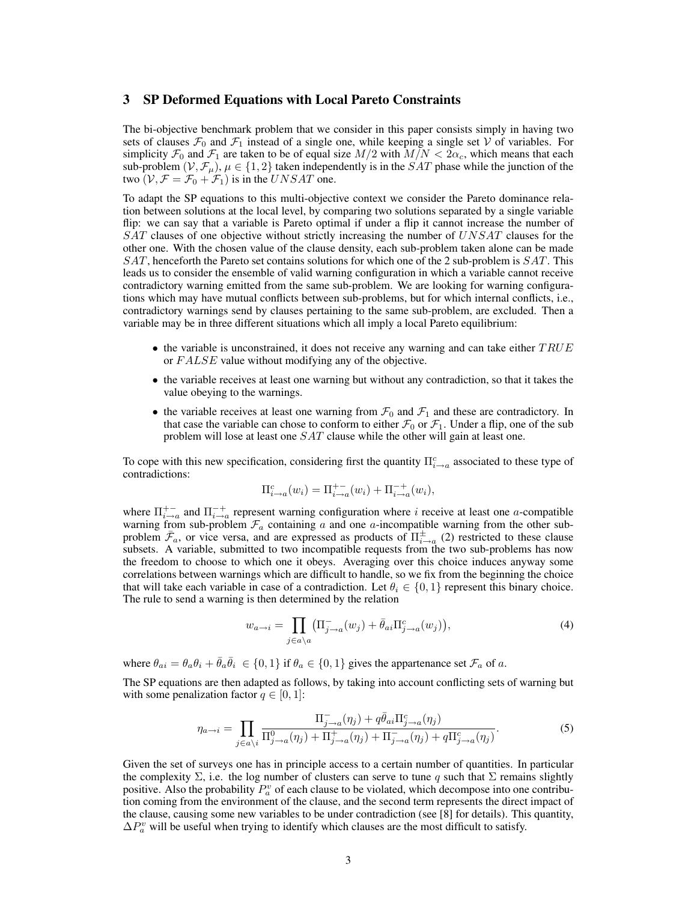## 3 SP Deformed Equations with Local Pareto Constraints

The bi-objective benchmark problem that we consider in this paper consists simply in having two sets of clauses $\mathcal{F}_0$ and $\mathcal{F}_1$ instead of a single one, while keeping a single set $\mathcal{V}$ of variables. For simplicity $\mathcal{F}_0$ and $\mathcal{F}_1$ are taken to be of equal size $M/2$ with $M/N < 2\alpha_c$, which means that each sub-problem $(\mathcal{V}, \mathcal{F}_\mu)$, $\mu \in \{1, 2\}$ taken independently is in the $SAT$ phase while the junction of the two $(\mathcal{V}, \mathcal{F} = \mathcal{F}_0 + \mathcal{F}_1)$ is in the $UNSAT$ one.

To adapt the SP equations to this multi-objective context we consider the Pareto dominance relation between solutions at the local level, by comparing two solutions separated by a single variable flip: we can say that a variable is Pareto optimal if under a flip it cannot increase the number of $SAT$ clauses of one objective without strictly increasing the number of $UNSAT$ clauses for the other one. With the chosen value of the clause density, each sub-problem taken alone can be made $SAT$, henceforth the Pareto set contains solutions for which one of the 2 sub-problem is $SAT$. This leads us to consider the ensemble of valid warning configuration in which a variable cannot receive contradictory warning emitted from the same sub-problem. We are looking for warning configurations which may have mutual conflicts between sub-problems, but for which internal conflicts, i.e., contradictory warnings send by clauses pertaining to the same sub-problem, are excluded. Then a variable may be in three different situations which all imply a local Pareto equilibrium:

- the variable is unconstrained, it does not receive any warning and can take either $TRUE$ or $FALSE$ value without modifying any of the objective.
- the variable receives at least one warning but without any contradiction, so that it takes the value obeying to the warnings.
- the variable receives at least one warning from $\mathcal{F}_0$ and $\mathcal{F}_1$ and these are contradictory. In that case the variable can chose to conform to either $\mathcal{F}_0$ or $\mathcal{F}_1$. Under a flip, one of the sub problem will lose at least one $SAT$ clause while the other will gain at least one.

To cope with this new specification, considering first the quantity $\Pi^c_{i\to a}$ associated to these type of contradictions:

$$\Pi^c_{i\to a}(w_i) = \Pi^{+-}_{i\to a}(w_i) + \Pi^{-+}_{i\to a}(w_i),$$

where $\Pi^{+-}_{i\to a}$ and $\Pi^{-+}_{i\to a}$ represent warning configuration where $i$ receive at least one $a$-compatible warning from sub-problem $\mathcal{F}_a$ containing $a$ and one $a$-incompatible warning from the other sub-problem $\bar{\mathcal{F}}_a$, or vice versa, and are expressed as products of $\Pi^{\pm}_{i\to a}$ (2) restricted to these clause subsets. A variable, submitted to two incompatible requests from the two sub-problems has now the freedom to choose to which one it obeys. Averaging over this choice induces anyway some correlations between warnings which are difficult to handle, so we fix from the beginning the choice that will take each variable in case of a contradiction. Let $\theta_i \in \{0, 1\}$ represent this binary choice. The rule to send a warning is then determined by the relation

$$w_{a\to i} = \prod_{j\in a\setminus a} \big(\Pi^-_{j\to a}(w_j) + \bar{\theta}_{ai}\Pi^c_{j\to a}(w_j)\big), \tag{4}$$

where $\theta_{ai} = \theta_a\theta_i + \bar{\theta}_a\bar{\theta}_i \in \{0, 1\}$ if $\theta_a \in \{0, 1\}$ gives the appartenance set $\mathcal{F}_a$ of $a$.

The SP equations are then adapted as follows, by taking into account conflicting sets of warning but with some penalization factor $q \in [0, 1]$:

$$\eta_{a\to i} = \prod_{j\in a\setminus i} \frac{\Pi^-_{j\to a}(\eta_j) + q\bar{\theta}_{ai}\Pi^c_{j\to a}(\eta_j)}{\Pi^0_{j\to a}(\eta_j) + \Pi^+_{j\to a}(\eta_j) + \Pi^-_{j\to a}(\eta_j) + q\Pi^c_{j\to a}(\eta_j)}. \tag{5}$$

Given the set of surveys one has in principle access to a certain number of quantities. In particular the complexity $\Sigma$, i.e. the log number of clusters can serve to tune $q$ such that $\Sigma$ remains slightly positive. Also the probability $P^v_a$ of each clause to be violated, which decompose into one contribution coming from the environment of the clause, and the second term represents the direct impact of the clause, causing some new variables to be under contradiction (see [8] for details). This quantity, $\Delta P^v_a$ will be useful when trying to identify which clauses are the most difficult to satisfy.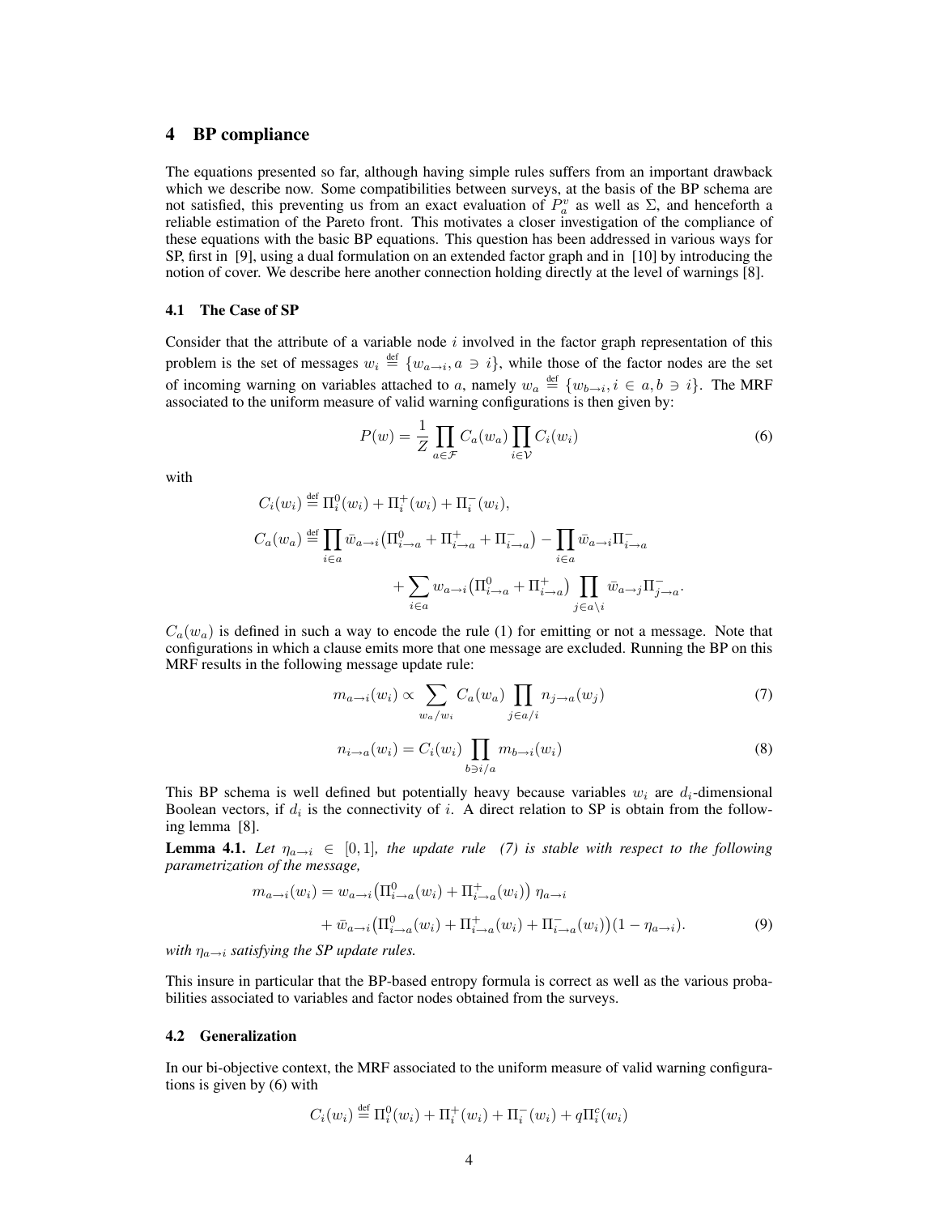## 4 BP compliance

The equations presented so far, although having simple rules suffers from an important drawback which we describe now. Some compatibilities between surveys, at the basis of the BP schema are not satisfied, this preventing us from an exact evaluation of $P_a^v$ as well as $\Sigma$, and henceforth a reliable estimation of the Pareto front. This motivates a closer investigation of the compliance of these equations with the basic BP equations. This question has been addressed in various ways for SP, first in [9], using a dual formulation on an extended factor graph and in [10] by introducing the notion of cover. We describe here another connection holding directly at the level of warnings [8].

### 4.1 The Case of SP

Consider that the attribute of a variable node $i$ involved in the factor graph representation of this problem is the set of messages $w_i \stackrel{\text{def}}{=} \{w_{a\to i}, a \ni i\}$, while those of the factor nodes are the set of incoming warning on variables attached to $a$, namely $w_a \stackrel{\text{def}}{=} \{w_{b\to i}, i \in a, b \ni i\}$. The MRF associated to the uniform measure of valid warning configurations is then given by:

$$P(w) = \frac{1}{Z} \prod_{a\in\mathcal{F}} C_a(w_a) \prod_{i\in\mathcal{V}} C_i(w_i) \tag{6}$$

with

$$C_i(w_i) \stackrel{\text{def}}{=} \Pi_i^0(w_i) + \Pi_i^+(w_i) + \Pi_i^-(w_i),$$

$$C_a(w_a) \stackrel{\text{def}}{=} \prod_{i\in a} \bar{w}_{a\to i}\big(\Pi_{i\to a}^0 + \Pi_{i\to a}^+ + \Pi_{i\to a}^-\big) - \prod_{i\in a} \bar{w}_{a\to i}\Pi_{i\to a}^-$$

$$+ \sum_{i\in a} w_{a\to i}\big(\Pi_{i\to a}^0 + \Pi_{i\to a}^+\big) \prod_{j\in a\setminus i} \bar{w}_{a\to j}\Pi_{j\to a}^-.$$

$C_a(w_a)$ is defined in such a way to encode the rule (1) for emitting or not a message. Note that configurations in which a clause emits more that one message are excluded. Running the BP on this MRF results in the following message update rule:

$$m_{a\to i}(w_i) \propto \sum_{w_a/w_i} C_a(w_a) \prod_{j\in a/i} n_{j\to a}(w_j) \tag{7}$$

$$n_{i\to a}(w_i) = C_i(w_i) \prod_{b\ni i/a} m_{b\to i}(w_i) \tag{8}$$

This BP schema is well defined but potentially heavy because variables $w_i$ are $d_i$-dimensional Boolean vectors, if $d_i$ is the connectivity of $i$. A direct relation to SP is obtain from the following lemma [8].

**Lemma 4.1.** *Let $\eta_{a\to i} \in [0,1]$, the update rule (7) is stable with respect to the following parametrization of the message,*

$$m_{a\to i}(w_i) = w_{a\to i}\big(\Pi_{i\to a}^0(w_i) + \Pi_{i\to a}^+(w_i)\big)\,\eta_{a\to i}$$

$$+ \bar{w}_{a\to i}\big(\Pi_{i\to a}^0(w_i) + \Pi_{i\to a}^+(w_i) + \Pi_{i\to a}^-(w_i)\big)(1-\eta_{a\to i}). \tag{9}$$

*with $\eta_{a\to i}$ satisfying the SP update rules.*

This insure in particular that the BP-based entropy formula is correct as well as the various probabilities associated to variables and factor nodes obtained from the surveys.

### 4.2 Generalization

In our bi-objective context, the MRF associated to the uniform measure of valid warning configurations is given by (6) with

$$C_i(w_i) \stackrel{\text{def}}{=} \Pi_i^0(w_i) + \Pi_i^+(w_i) + \Pi_i^-(w_i) + q\Pi_i^c(w_i)$$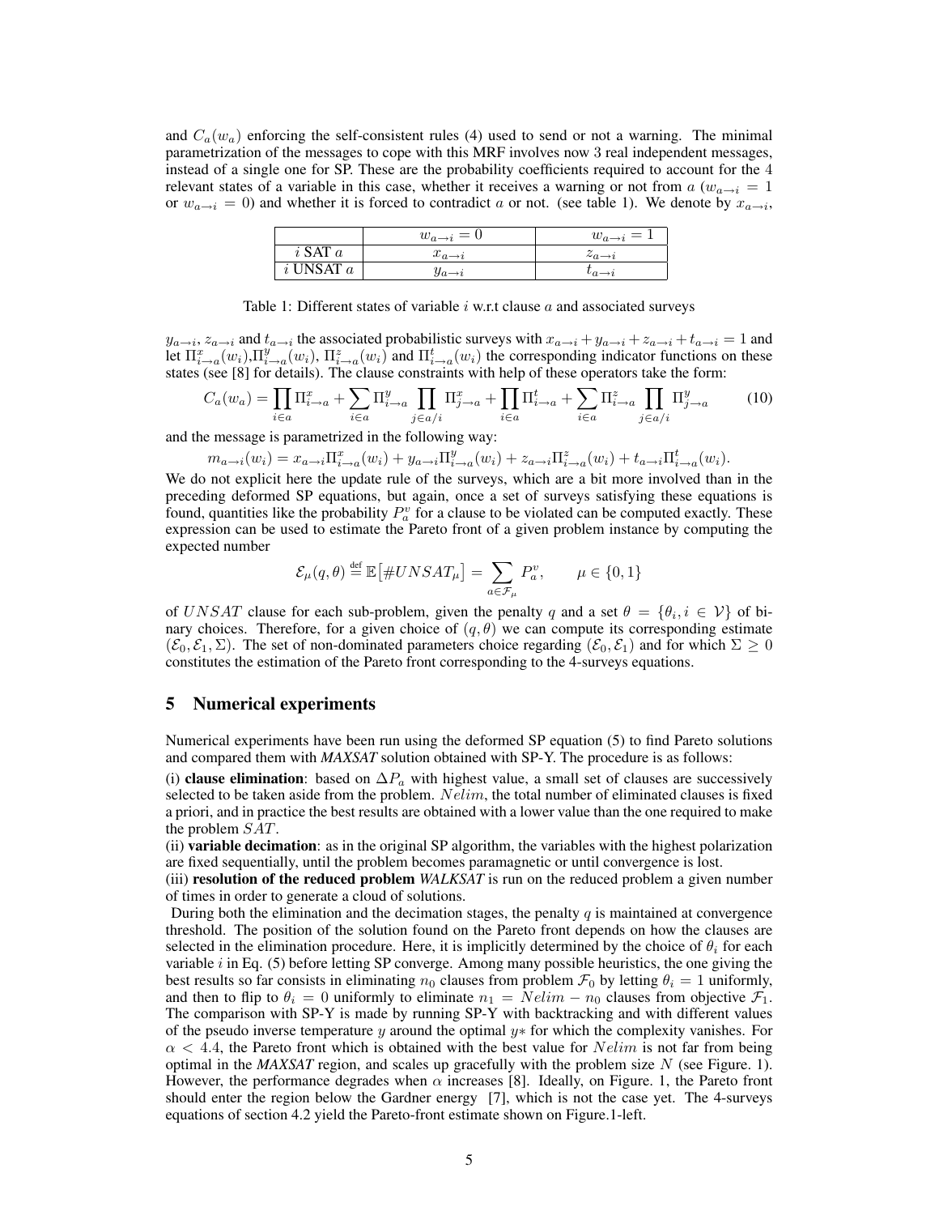and $C_a(w_a)$ enforcing the self-consistent rules (4) used to send or not a warning. The minimal parametrization of the messages to cope with this MRF involves now 3 real independent messages, instead of a single one for SP. These are the probability coefficients required to account for the 4 relevant states of a variable in this case, whether it receives a warning or not from $a$ ($w_{a\to i} = 1$ or $w_{a\to i} = 0$) and whether it is forced to contradict $a$ or not. (see table 1). We denote by $x_{a\to i}$,

| | $w_{a\to i} = 0$ | $w_{a\to i} = 1$ |
|---|---|---|
| $i$ SAT $a$ | $x_{a\to i}$ | $z_{a\to i}$ |
| $i$ UNSAT $a$ | $y_{a\to i}$ | $t_{a\to i}$ |

Table 1: Different states of variable $i$ w.r.t clause $a$ and associated surveys

$y_{a\to i}$, $z_{a\to i}$ and $t_{a\to i}$ the associated probabilistic surveys with $x_{a\to i} + y_{a\to i} + z_{a\to i} + t_{a\to i} = 1$ and let $\Pi^x_{i\to a}(w_i)$,$\Pi^y_{i\to a}(w_i)$, $\Pi^z_{i\to a}(w_i)$ and $\Pi^t_{i\to a}(w_i)$ the corresponding indicator functions on these states (see [8] for details). The clause constraints with help of these operators take the form:

$$C_a(w_a) = \prod_{i\in a} \Pi^x_{i\to a} + \sum_{i\in a} \Pi^y_{i\to a} \prod_{j\in a/i} \Pi^x_{j\to a} + \prod_{i\in a} \Pi^t_{i\to a} + \sum_{i\in a} \Pi^z_{i\to a} \prod_{j\in a/i} \Pi^y_{j\to a} \tag{10}$$

and the message is parametrized in the following way:

$$m_{a\to i}(w_i) = x_{a\to i}\Pi^x_{i\to a}(w_i) + y_{a\to i}\Pi^y_{i\to a}(w_i) + z_{a\to i}\Pi^z_{i\to a}(w_i) + t_{a\to i}\Pi^t_{i\to a}(w_i).$$

We do not explicit here the update rule of the surveys, which are a bit more involved than in the preceding deformed SP equations, but again, once a set of surveys satisfying these equations is found, quantities like the probability $P^v_a$ for a clause to be violated can be computed exactly. These expression can be used to estimate the Pareto front of a given problem instance by computing the expected number

$$\mathcal{E}_\mu(q,\theta) \stackrel{\text{def}}{=} \mathbb{E}\big[\#UNSAT_\mu\big] = \sum_{a\in\mathcal{F}_\mu} P^v_a, \qquad \mu \in \{0,1\}$$

of $UNSAT$ clause for each sub-problem, given the penalty $q$ and a set $\theta = \{\theta_i, i \in \mathcal{V}\}$ of binary choices. Therefore, for a given choice of $(q,\theta)$ we can compute its corresponding estimate $(\mathcal{E}_0, \mathcal{E}_1, \Sigma)$. The set of non-dominated parameters choice regarding $(\mathcal{E}_0, \mathcal{E}_1)$ and for which $\Sigma \geq 0$ constitutes the estimation of the Pareto front corresponding to the 4-surveys equations.

## 5 Numerical experiments

Numerical experiments have been run using the deformed SP equation (5) to find Pareto solutions and compared them with ***MAXSAT*** solution obtained with SP-Y. The procedure is as follows:

(i) **clause elimination**: based on $\Delta P_a$ with highest value, a small set of clauses are successively selected to be taken aside from the problem. $Nelim$, the total number of eliminated clauses is fixed a priori, and in practice the best results are obtained with a lower value than the one required to make the problem $SAT$.

(ii) **variable decimation**: as in the original SP algorithm, the variables with the highest polarization are fixed sequentially, until the problem becomes paramagnetic or until convergence is lost.

(iii) **resolution of the reduced problem** ***WALKSAT*** is run on the reduced problem a given number of times in order to generate a cloud of solutions.

During both the elimination and the decimation stages, the penalty $q$ is maintained at convergence threshold. The position of the solution found on the Pareto front depends on how the clauses are selected in the elimination procedure. Here, it is implicitly determined by the choice of $\theta_i$ for each variable $i$ in Eq. (5) before letting SP converge. Among many possible heuristics, the one giving the best results so far consists in eliminating $n_0$ clauses from problem $\mathcal{F}_0$ by letting $\theta_i = 1$ uniformly, and then to flip to $\theta_i = 0$ uniformly to eliminate $n_1 = Nelim - n_0$ clauses from objective $\mathcal{F}_1$. The comparison with SP-Y is made by running SP-Y with backtracking and with different values of the pseudo inverse temperature $y$ around the optimal $y*$ for which the complexity vanishes. For $\alpha < 4.4$, the Pareto front which is obtained with the best value for $Nelim$ is not far from being optimal in the ***MAXSAT*** region, and scales up gracefully with the problem size $N$ (see Figure. 1). However, the performance degrades when $\alpha$ increases [8]. Ideally, on Figure. 1, the Pareto front should enter the region below the Gardner energy [7], which is not the case yet. The 4-surveys equations of section 4.2 yield the Pareto-front estimate shown on Figure.1-left.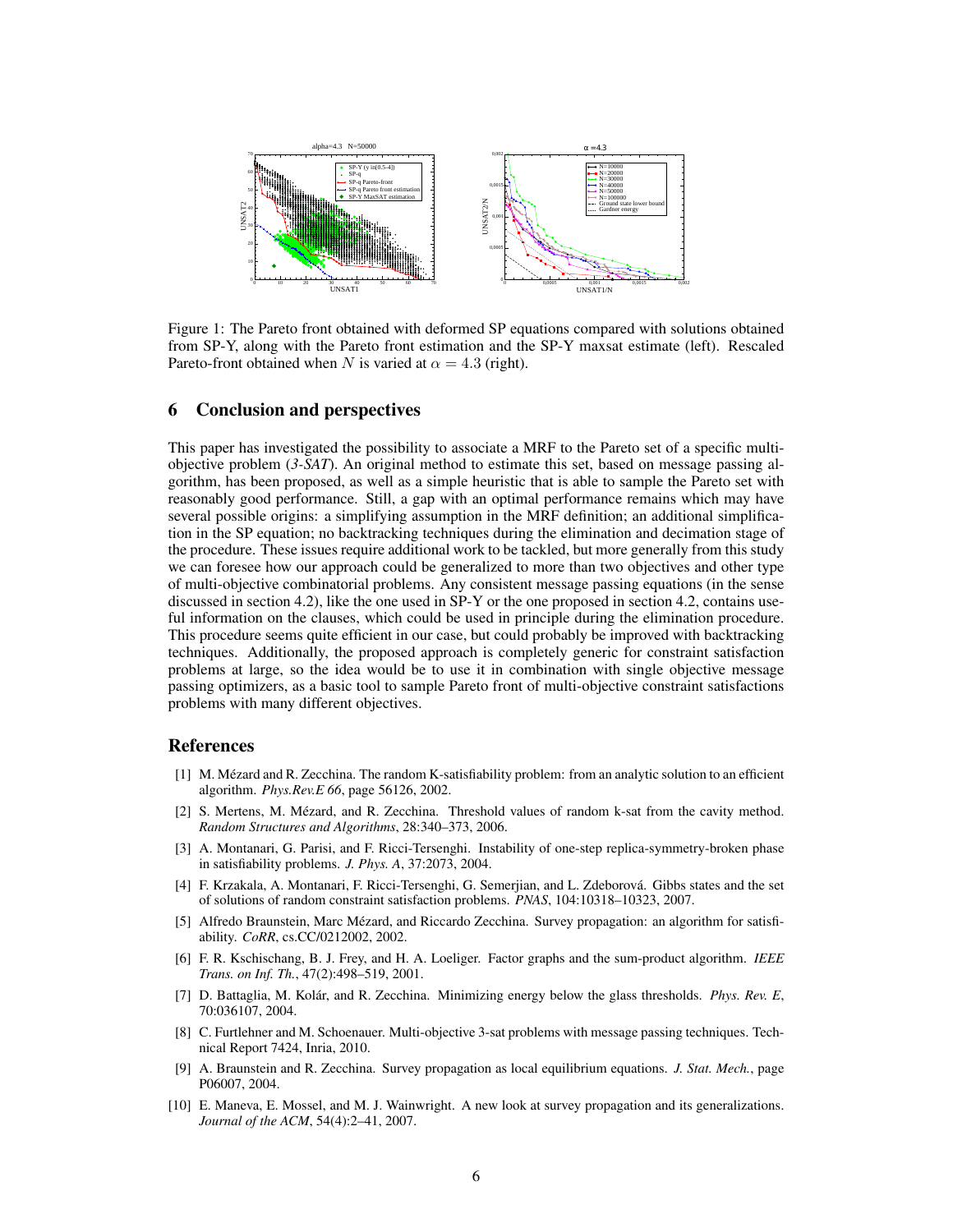alpha=4.3 N=50000

UNSAT2

UNSAT1

SP-Y (y in[0.5-4])
SP-q
SP-q Pareto-front
SP-q Pareto front estimation
SP-Y MaxSAT estimation

0 10 20 30 40 50 60 70

α =4.3

UNSAT2/N

UNSAT1/N

N=10000
N=20000
N=30000
N=40000
N=50000
N=100000
Ground state lower bound
Gardner energy

0 0,0005 0,001 0,0015 0,002

Figure 1: The Pareto front obtained with deformed SP equations compared with solutions obtained from SP-Y, along with the Pareto front estimation and the SP-Y maxsat estimate (left). Rescaled Pareto-front obtained when $N$ is varied at $\alpha = 4.3$ (right).

## 6 Conclusion and perspectives

This paper has investigated the possibility to associate a MRF to the Pareto set of a specific multi-objective problem (*3-SAT*). An original method to estimate this set, based on message passing algorithm, has been proposed, as well as a simple heuristic that is able to sample the Pareto set with reasonably good performance. Still, a gap with an optimal performance remains which may have several possible origins: a simplifying assumption in the MRF definition; an additional simplification in the SP equation; no backtracking techniques during the elimination and decimation stage of the procedure. These issues require additional work to be tackled, but more generally from this study we can foresee how our approach could be generalized to more than two objectives and other type of multi-objective combinatorial problems. Any consistent message passing equations (in the sense discussed in section 4.2), like the one used in SP-Y or the one proposed in section 4.2, contains useful information on the clauses, which could be used in principle during the elimination procedure. This procedure seems quite efficient in our case, but could probably be improved with backtracking techniques. Additionally, the proposed approach is completely generic for constraint satisfaction problems at large, so the idea would be to use it in combination with single objective message passing optimizers, as a basic tool to sample Pareto front of multi-objective constraint satisfactions problems with many different objectives.

## References

[1] M. Mézard and R. Zecchina. The random K-satisfiability problem: from an analytic solution to an efficient algorithm. *Phys.Rev.E 66*, page 56126, 2002.

[2] S. Mertens, M. Mézard, and R. Zecchina. Threshold values of random k-sat from the cavity method. *Random Structures and Algorithms*, 28:340–373, 2006.

[3] A. Montanari, G. Parisi, and F. Ricci-Tersenghi. Instability of one-step replica-symmetry-broken phase in satisfiability problems. *J. Phys. A*, 37:2073, 2004.

[4] F. Krzakala, A. Montanari, F. Ricci-Tersenghi, G. Semerjian, and L. Zdeborová. Gibbs states and the set of solutions of random constraint satisfaction problems. *PNAS*, 104:10318–10323, 2007.

[5] Alfredo Braunstein, Marc Mézard, and Riccardo Zecchina. Survey propagation: an algorithm for satisfiability. *CoRR*, cs.CC/0212002, 2002.

[6] F. R. Kschischang, B. J. Frey, and H. A. Loeliger. Factor graphs and the sum-product algorithm. *IEEE Trans. on Inf. Th.*, 47(2):498–519, 2001.

[7] D. Battaglia, M. Kolár, and R. Zecchina. Minimizing energy below the glass thresholds. *Phys. Rev. E*, 70:036107, 2004.

[8] C. Furtlehner and M. Schoenauer. Multi-objective 3-sat problems with message passing techniques. Technical Report 7424, Inria, 2010.

[9] A. Braunstein and R. Zecchina. Survey propagation as local equilibrium equations. *J. Stat. Mech.*, page P06007, 2004.

[10] E. Maneva, E. Mossel, and M. J. Wainwright. A new look at survey propagation and its generalizations. *Journal of the ACM*, 54(4):2–41, 2007.